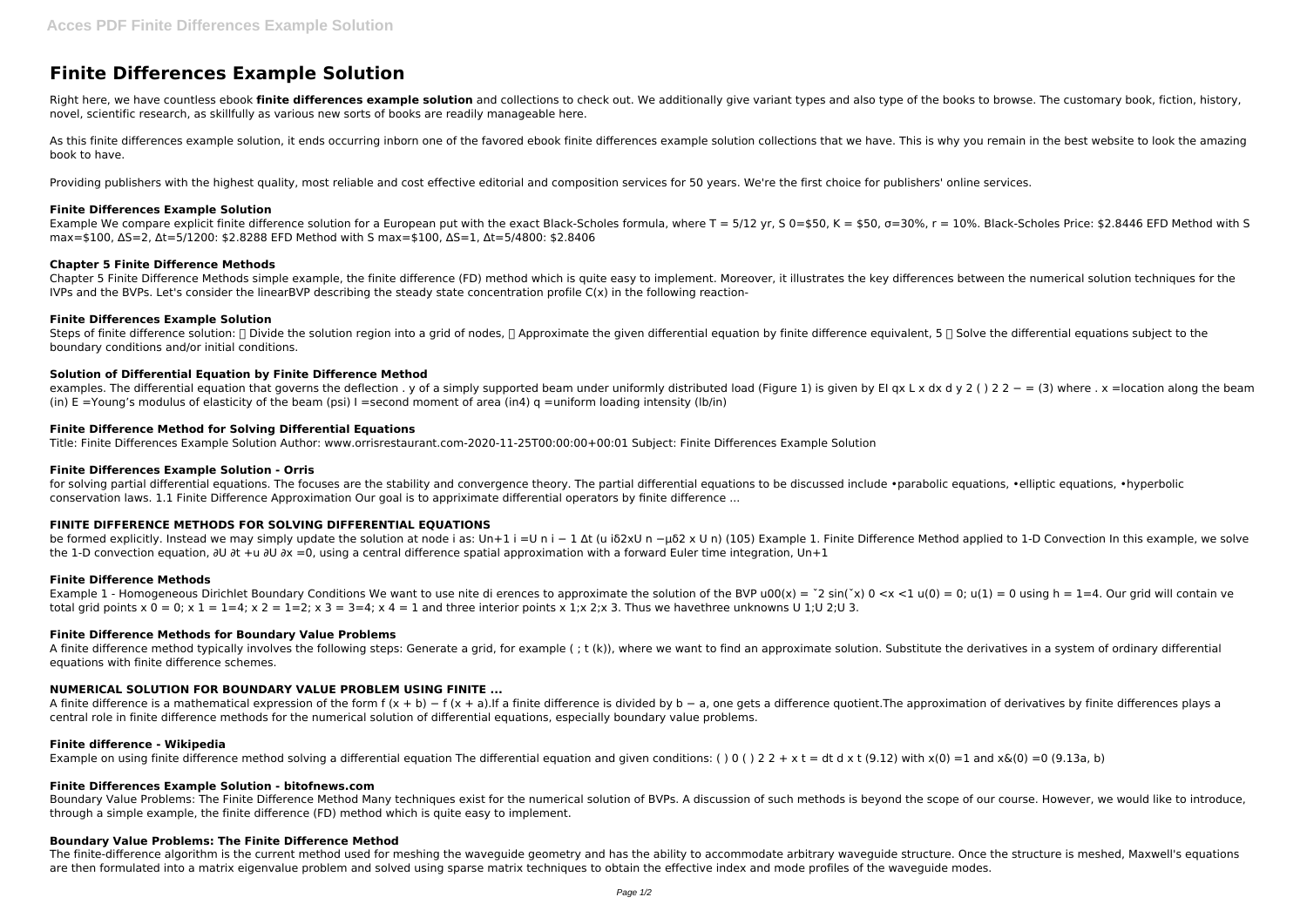# Finite Differences Example Solution

Right here, we have countless ebook **finite differences example solution** and collections to check out. We additionally give variant types and also type of the books to browse. The customary book, fiction, history, novel, scientific research, as skillfully as various new sorts of books are readily manageable here.

As this finite differences example solution, it ends occurring inborn one of the favored ebook finite differences example solution collections that we have. This is why you remain in the best website to look the amazing book to have.

Providing publishers with the highest quality, most reliable and cost effective editorial and composition services for 50 years. We're the first choice for publishers' online services.

### Finite Differences Example Solution

Example We compare explicit finite difference solution for a European put with the exact Black-Scholes formula, where T = 5/12 yr, S 0=$50, K = $50, σ=30%, r = 10%. Black-Scholes Price: $2.8446 EFD Method with S max=$100, ΔS=2, Δt=5/1200: $2.8288 EFD Method with S max=$100, ΔS=1, Δt=5/4800: $2.8406

### Chapter 5 Finite Difference Methods

Chapter 5 Finite Difference Methods simple example, the finite difference (FD) method which is quite easy to implement. Moreover, it illustrates the key differences between the numerical solution techniques for the IVPs and the BVPs. Let's consider the linearBVP describing the steady state concentration profile C(x) in the following reaction-

### Finite Differences Example Solution

Steps of finite difference solution:  Divide the solution region into a grid of nodes,  Approximate the given differential equation by finite difference equivalent, 5  Solve the differential equations subject to the boundary conditions and/or initial conditions.

### Solution of Differential Equation by Finite Difference Method

examples. The differential equation that governs the deflection . y of a simply supported beam under uniformly distributed load (Figure 1) is given by EI qx L x dx d y 2 ( ) 2 2 − = (3) where . x =location along the beam (in) E =Young's modulus of elasticity of the beam (psi) I =second moment of area (in4) q =uniform loading intensity (lb/in)

### Finite Difference Method for Solving Differential Equations

Title: Finite Differences Example Solution Author: www.orrisrestaurant.com-2020-11-25T00:00:00+00:01 Subject: Finite Differences Example Solution

### Finite Differences Example Solution - Orris

for solving partial differential equations. The focuses are the stability and convergence theory. The partial differential equations to be discussed include •parabolic equations, •elliptic equations, •hyperbolic conservation laws. 1.1 Finite Difference Approximation Our goal is to appriximate differential operators by finite difference ...

### FINITE DIFFERENCE METHODS FOR SOLVING DIFFERENTIAL EQUATIONS

be formed explicitly. Instead we may simply update the solution at node i as: Un+1 i =U n i − 1 Δt (u iδ2xU n −μδ2 x U n) (105) Example 1. Finite Difference Method applied to 1-D Convection In this example, we solve the 1-D convection equation, ∂U ∂t +u ∂U ∂x =0, using a central difference spatial approximation with a forward Euler time integration, Un+1

### Finite Difference Methods

Example 1 - Homogeneous Dirichlet Boundary Conditions We want to use nite di erences to approximate the solution of the BVP u00(x) = ˇ2 sin(ˇx) 0 <x <1 u(0) = 0; u(1) = 0 using h = 1=4. Our grid will contain ve total grid points x 0 = 0; x 1 = 1=4; x 2 = 1=2; x 3 = 3=4; x 4 = 1 and three interior points x 1;x 2;x 3. Thus we havethree unknowns U 1;U 2;U 3.

### Finite Difference Methods for Boundary Value Problems

A finite difference method typically involves the following steps: Generate a grid, for example ( ; t (k)), where we want to find an approximate solution. Substitute the derivatives in a system of ordinary differential equations with finite difference schemes.

### NUMERICAL SOLUTION FOR BOUNDARY VALUE PROBLEM USING FINITE ...

A finite difference is a mathematical expression of the form f (x + b) − f (x + a).If a finite difference is divided by b − a, one gets a difference quotient.The approximation of derivatives by finite differences plays a central role in finite difference methods for the numerical solution of differential equations, especially boundary value problems.

### Finite difference - Wikipedia

Example on using finite difference method solving a differential equation The differential equation and given conditions: ( ) 0 ( ) 2 2 + x t = dt d x t (9.12) with x(0) =1 and x&(0) =0 (9.13a, b)

### Finite Differences Example Solution - bitofnews.com

Boundary Value Problems: The Finite Difference Method Many techniques exist for the numerical solution of BVPs. A discussion of such methods is beyond the scope of our course. However, we would like to introduce, through a simple example, the finite difference (FD) method which is quite easy to implement.

### Boundary Value Problems: The Finite Difference Method

The finite-difference algorithm is the current method used for meshing the waveguide geometry and has the ability to accommodate arbitrary waveguide structure. Once the structure is meshed, Maxwell's equations are then formulated into a matrix eigenvalue problem and solved using sparse matrix techniques to obtain the effective index and mode profiles of the waveguide modes.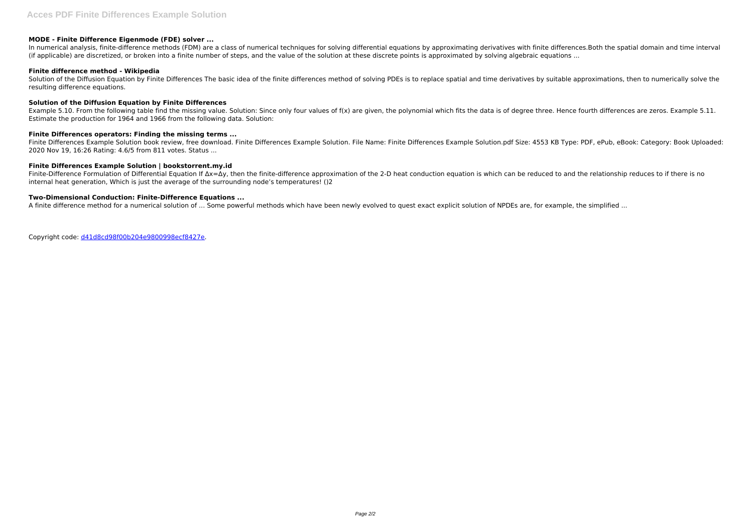### MODE - Finite Difference Eigenmode (FDE) solver ...

In numerical analysis, finite-difference methods (FDM) are a class of numerical techniques for solving differential equations by approximating derivatives with finite differences.Both the spatial domain and time interval (if applicable) are discretized, or broken into a finite number of steps, and the value of the solution at these discrete points is approximated by solving algebraic equations ...

### Finite difference method - Wikipedia

Solution of the Diffusion Equation by Finite Differences The basic idea of the finite differences method of solving PDEs is to replace spatial and time derivatives by suitable approximations, then to numerically solve the resulting difference equations.

### Solution of the Diffusion Equation by Finite Differences

Example 5.10. From the following table find the missing value. Solution: Since only four values of f(x) are given, the polynomial which fits the data is of degree three. Hence fourth differences are zeros. Example 5.11. Estimate the production for 1964 and 1966 from the following data. Solution:

### Finite Differences operators: Finding the missing terms ...

Finite Differences Example Solution book review, free download. Finite Differences Example Solution. File Name: Finite Differences Example Solution.pdf Size: 4553 KB Type: PDF, ePub, eBook: Category: Book Uploaded: 2020 Nov 19, 16:26 Rating: 4.6/5 from 811 votes. Status ...

### Finite Differences Example Solution | bookstorrent.my.id

Finite-Difference Formulation of Differential Equation If $\Delta x=\Delta y$, then the finite-difference approximation of the 2-D heat conduction equation is which can be reduced to and the relationship reduces to if there is no internal heat generation, Which is just the average of the surrounding node's temperatures! ()2

### Two-Dimensional Conduction: Finite-Difference Equations ...

A finite difference method for a numerical solution of ... Some powerful methods which have been newly evolved to quest exact explicit solution of NPDEs are, for example, the simplified ...

Copyright code: d41d8cd98f00b204e9800998ecf8427e.